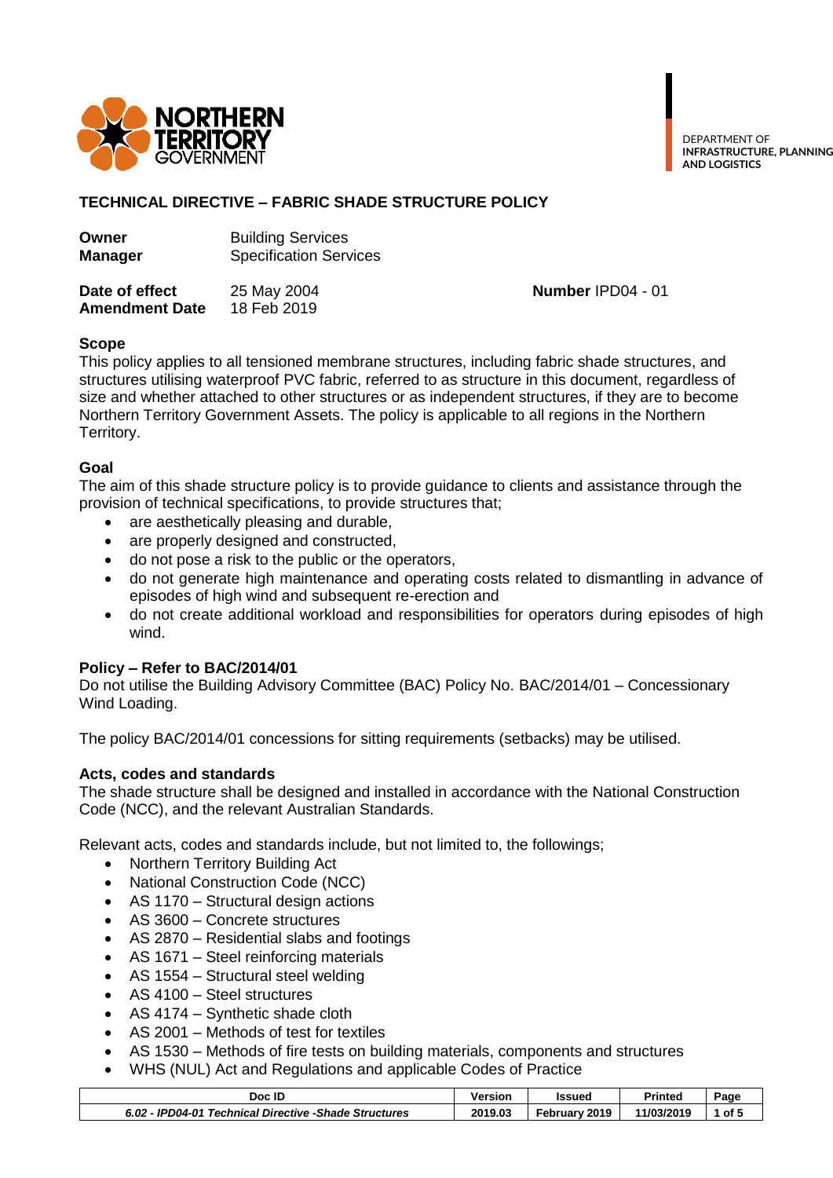NORTHERN TERRITORY GOVERNMENT

DEPARTMENT OF
**INFRASTRUCTURE, PLANNING AND LOGISTICS**

# TECHNICAL DIRECTIVE – FABRIC SHADE STRUCTURE POLICY

**Owner** Building Services
**Manager** Specification Services

**Date of effect** 25 May 2004
**Amendment Date** 18 Feb 2019

**Number** IPD04 - 01

## Scope

This policy applies to all tensioned membrane structures, including fabric shade structures, and structures utilising waterproof PVC fabric, referred to as structure in this document, regardless of size and whether attached to other structures or as independent structures, if they are to become Northern Territory Government Assets. The policy is applicable to all regions in the Northern Territory.

## Goal

The aim of this shade structure policy is to provide guidance to clients and assistance through the provision of technical specifications, to provide structures that;

- are aesthetically pleasing and durable,
- are properly designed and constructed,
- do not pose a risk to the public or the operators,
- do not generate high maintenance and operating costs related to dismantling in advance of episodes of high wind and subsequent re-erection and
- do not create additional workload and responsibilities for operators during episodes of high wind.

## Policy – Refer to BAC/2014/01

Do not utilise the Building Advisory Committee (BAC) Policy No. BAC/2014/01 – Concessionary Wind Loading.

The policy BAC/2014/01 concessions for sitting requirements (setbacks) may be utilised.

## Acts, codes and standards

The shade structure shall be designed and installed in accordance with the National Construction Code (NCC), and the relevant Australian Standards.

Relevant acts, codes and standards include, but not limited to, the followings;

- Northern Territory Building Act
- National Construction Code (NCC)
- AS 1170 – Structural design actions
- AS 3600 – Concrete structures
- AS 2870 – Residential slabs and footings
- AS 1671 – Steel reinforcing materials
- AS 1554 – Structural steel welding
- AS 4100 – Steel structures
- AS 4174 – Synthetic shade cloth
- AS 2001 – Methods of test for textiles
- AS 1530 – Methods of fire tests on building materials, components and structures
- WHS (NUL) Act and Regulations and applicable Codes of Practice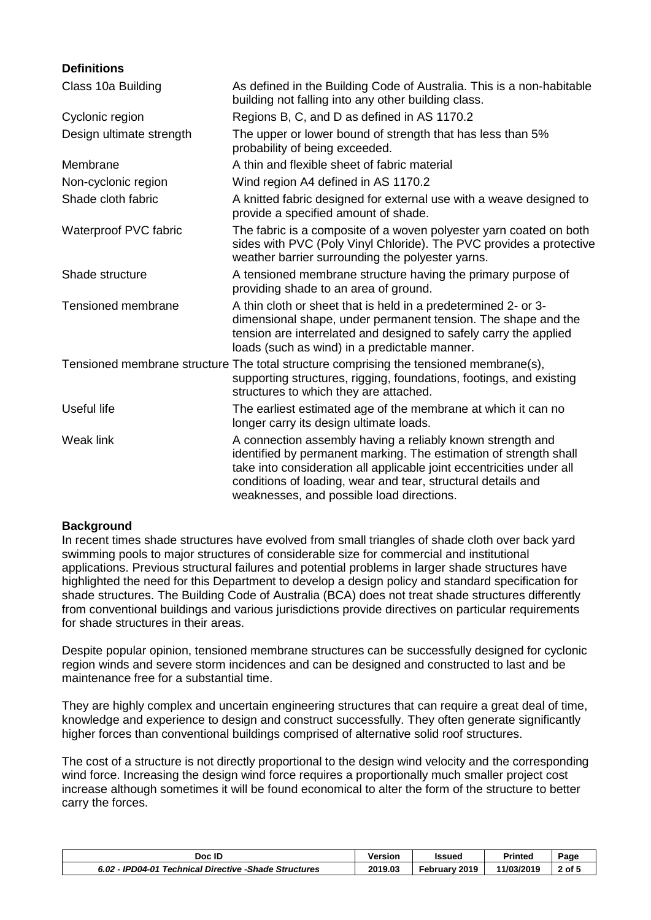**Definitions**

| | |
|---|---|
| Class 10a Building | As defined in the Building Code of Australia. This is a non-habitable building not falling into any other building class. |
| Cyclonic region | Regions B, C, and D as defined in AS 1170.2 |
| Design ultimate strength | The upper or lower bound of strength that has less than 5% probability of being exceeded. |
| Membrane | A thin and flexible sheet of fabric material |
| Non-cyclonic region | Wind region A4 defined in AS 1170.2 |
| Shade cloth fabric | A knitted fabric designed for external use with a weave designed to provide a specified amount of shade. |
| Waterproof PVC fabric | The fabric is a composite of a woven polyester yarn coated on both sides with PVC (Poly Vinyl Chloride). The PVC provides a protective weather barrier surrounding the polyester yarns. |
| Shade structure | A tensioned membrane structure having the primary purpose of providing shade to an area of ground. |
| Tensioned membrane | A thin cloth or sheet that is held in a predetermined 2- or 3-dimensional shape, under permanent tension. The shape and the tension are interrelated and designed to safely carry the applied loads (such as wind) in a predictable manner. |
| Tensioned membrane structure | The total structure comprising the tensioned membrane(s), supporting structures, rigging, foundations, footings, and existing structures to which they are attached. |
| Useful life | The earliest estimated age of the membrane at which it can no longer carry its design ultimate loads. |
| Weak link | A connection assembly having a reliably known strength and identified by permanent marking. The estimation of strength shall take into consideration all applicable joint eccentricities under all conditions of loading, wear and tear, structural details and weaknesses, and possible load directions. |

**Background**

In recent times shade structures have evolved from small triangles of shade cloth over back yard swimming pools to major structures of considerable size for commercial and institutional applications. Previous structural failures and potential problems in larger shade structures have highlighted the need for this Department to develop a design policy and standard specification for shade structures. The Building Code of Australia (BCA) does not treat shade structures differently from conventional buildings and various jurisdictions provide directives on particular requirements for shade structures in their areas.

Despite popular opinion, tensioned membrane structures can be successfully designed for cyclonic region winds and severe storm incidences and can be designed and constructed to last and be maintenance free for a substantial time.

They are highly complex and uncertain engineering structures that can require a great deal of time, knowledge and experience to design and construct successfully. They often generate significantly higher forces than conventional buildings comprised of alternative solid roof structures.

The cost of a structure is not directly proportional to the design wind velocity and the corresponding wind force. Increasing the design wind force requires a proportionally much smaller project cost increase although sometimes it will be found economical to alter the form of the structure to better carry the forces.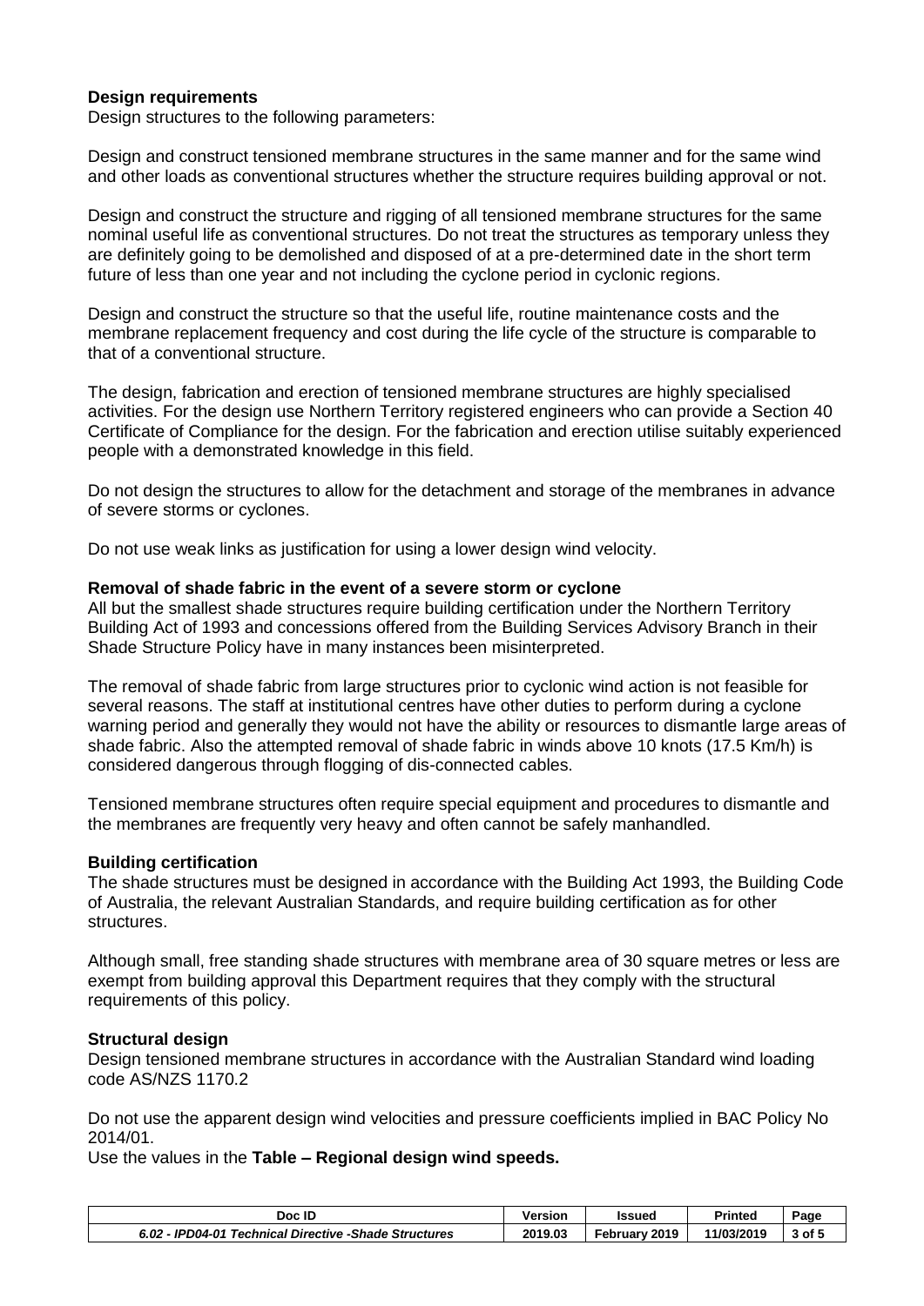**Design requirements**

Design structures to the following parameters:

Design and construct tensioned membrane structures in the same manner and for the same wind and other loads as conventional structures whether the structure requires building approval or not.

Design and construct the structure and rigging of all tensioned membrane structures for the same nominal useful life as conventional structures. Do not treat the structures as temporary unless they are definitely going to be demolished and disposed of at a pre-determined date in the short term future of less than one year and not including the cyclone period in cyclonic regions.

Design and construct the structure so that the useful life, routine maintenance costs and the membrane replacement frequency and cost during the life cycle of the structure is comparable to that of a conventional structure.

The design, fabrication and erection of tensioned membrane structures are highly specialised activities. For the design use Northern Territory registered engineers who can provide a Section 40 Certificate of Compliance for the design. For the fabrication and erection utilise suitably experienced people with a demonstrated knowledge in this field.

Do not design the structures to allow for the detachment and storage of the membranes in advance of severe storms or cyclones.

Do not use weak links as justification for using a lower design wind velocity.

**Removal of shade fabric in the event of a severe storm or cyclone**

All but the smallest shade structures require building certification under the Northern Territory Building Act of 1993 and concessions offered from the Building Services Advisory Branch in their Shade Structure Policy have in many instances been misinterpreted.

The removal of shade fabric from large structures prior to cyclonic wind action is not feasible for several reasons. The staff at institutional centres have other duties to perform during a cyclone warning period and generally they would not have the ability or resources to dismantle large areas of shade fabric. Also the attempted removal of shade fabric in winds above 10 knots (17.5 Km/h) is considered dangerous through flogging of dis-connected cables.

Tensioned membrane structures often require special equipment and procedures to dismantle and the membranes are frequently very heavy and often cannot be safely manhandled.

**Building certification**

The shade structures must be designed in accordance with the Building Act 1993, the Building Code of Australia, the relevant Australian Standards, and require building certification as for other structures.

Although small, free standing shade structures with membrane area of 30 square metres or less are exempt from building approval this Department requires that they comply with the structural requirements of this policy.

**Structural design**

Design tensioned membrane structures in accordance with the Australian Standard wind loading code AS/NZS 1170.2

Do not use the apparent design wind velocities and pressure coefficients implied in BAC Policy No 2014/01.

Use the values in the **Table – Regional design wind speeds.**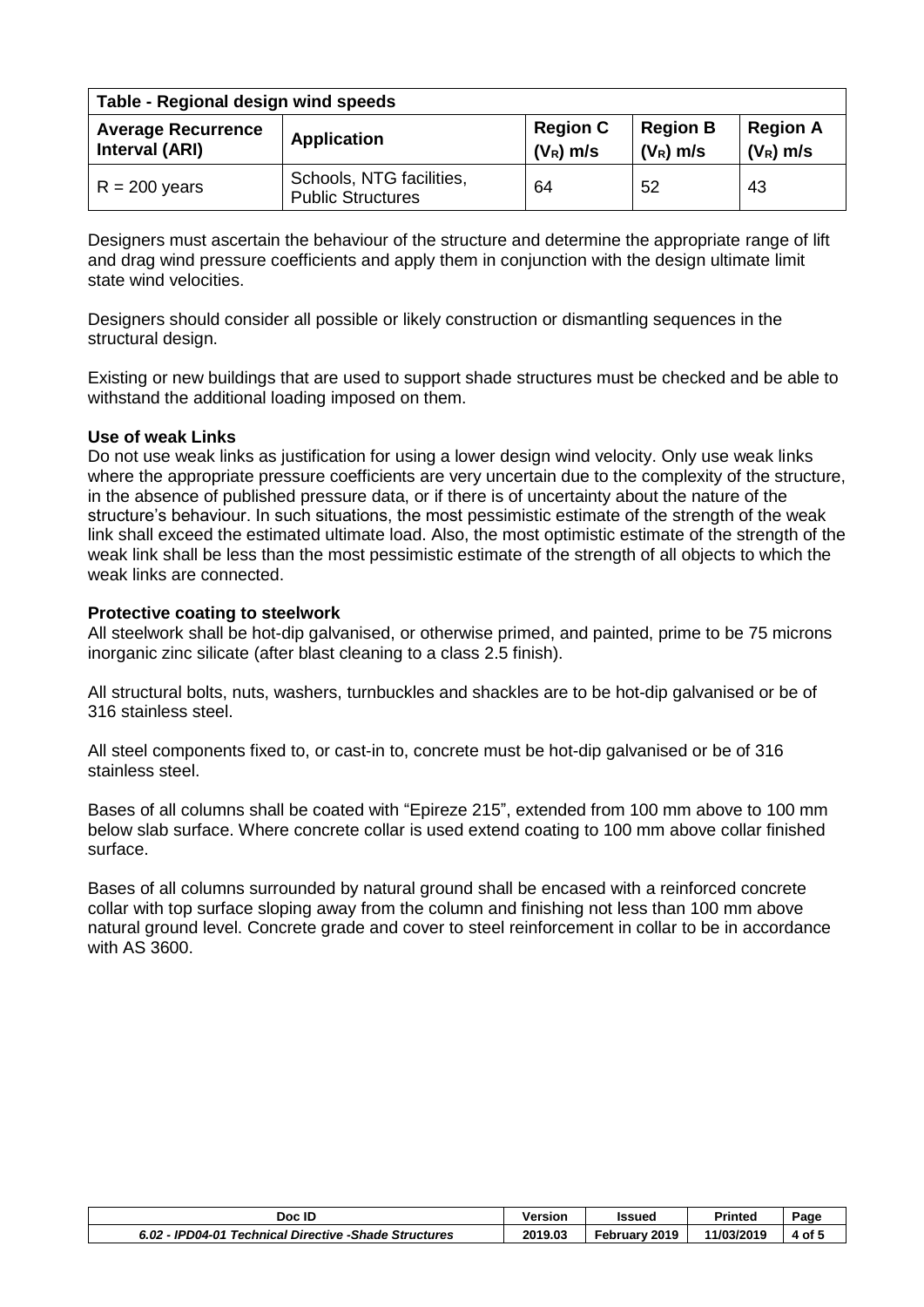| Table - Regional design wind speeds | | | | |
|---|---|---|---|---|
| **Average Recurrence Interval (ARI)** | **Application** | **Region C ($V_R$) m/s** | **Region B ($V_R$) m/s** | **Region A ($V_R$) m/s** |
| R = 200 years | Schools, NTG facilities, Public Structures | 64 | 52 | 43 |

Designers must ascertain the behaviour of the structure and determine the appropriate range of lift and drag wind pressure coefficients and apply them in conjunction with the design ultimate limit state wind velocities.

Designers should consider all possible or likely construction or dismantling sequences in the structural design.

Existing or new buildings that are used to support shade structures must be checked and be able to withstand the additional loading imposed on them.

**Use of weak Links**

Do not use weak links as justification for using a lower design wind velocity. Only use weak links where the appropriate pressure coefficients are very uncertain due to the complexity of the structure, in the absence of published pressure data, or if there is of uncertainty about the nature of the structure's behaviour. In such situations, the most pessimistic estimate of the strength of the weak link shall exceed the estimated ultimate load. Also, the most optimistic estimate of the strength of the weak link shall be less than the most pessimistic estimate of the strength of all objects to which the weak links are connected.

**Protective coating to steelwork**

All steelwork shall be hot-dip galvanised, or otherwise primed, and painted, prime to be 75 microns inorganic zinc silicate (after blast cleaning to a class 2.5 finish).

All structural bolts, nuts, washers, turnbuckles and shackles are to be hot-dip galvanised or be of 316 stainless steel.

All steel components fixed to, or cast-in to, concrete must be hot-dip galvanised or be of 316 stainless steel.

Bases of all columns shall be coated with "Epireze 215", extended from 100 mm above to 100 mm below slab surface. Where concrete collar is used extend coating to 100 mm above collar finished surface.

Bases of all columns surrounded by natural ground shall be encased with a reinforced concrete collar with top surface sloping away from the column and finishing not less than 100 mm above natural ground level. Concrete grade and cover to steel reinforcement in collar to be in accordance with AS 3600.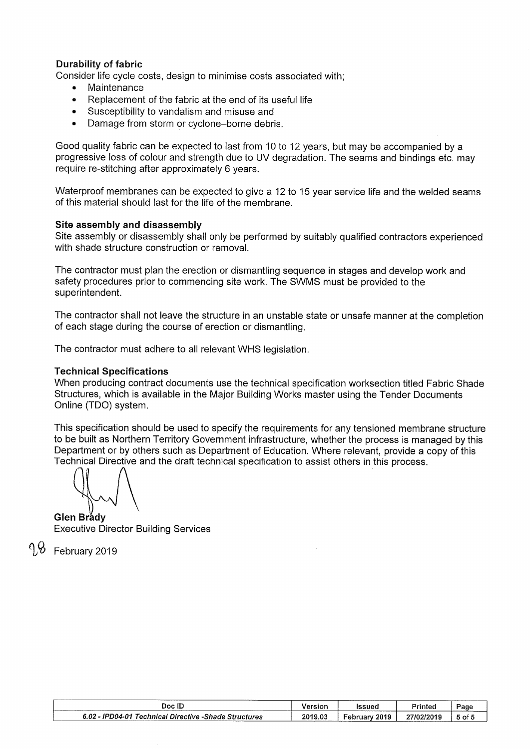### Durability of fabric

Consider life cycle costs, design to minimise costs associated with;

- Maintenance
- Replacement of the fabric at the end of its useful life
- Susceptibility to vandalism and misuse and
- Damage from storm or cyclone–borne debris.

Good quality fabric can be expected to last from 10 to 12 years, but may be accompanied by a progressive loss of colour and strength due to UV degradation. The seams and bindings etc. may require re-stitching after approximately 6 years.

Waterproof membranes can be expected to give a 12 to 15 year service life and the welded seams of this material should last for the life of the membrane.

### Site assembly and disassembly

Site assembly or disassembly shall only be performed by suitably qualified contractors experienced with shade structure construction or removal.

The contractor must plan the erection or dismantling sequence in stages and develop work and safety procedures prior to commencing site work. The SWMS must be provided to the superintendent.

The contractor shall not leave the structure in an unstable state or unsafe manner at the completion of each stage during the course of erection or dismantling.

The contractor must adhere to all relevant WHS legislation.

### Technical Specifications

When producing contract documents use the technical specification worksection titled Fabric Shade Structures, which is available in the Major Building Works master using the Tender Documents Online (TDO) system.

This specification should be used to specify the requirements for any tensioned membrane structure to be built as Northern Territory Government infrastructure, whether the process is managed by this Department or by others such as Department of Education. Where relevant, provide a copy of this Technical Directive and the draft technical specification to assist others in this process.

**Glen Brady**
Executive Director Building Services

28 February 2019

| Doc ID | Version | Issued | Printed | Page |
|---|---|---|---|---|
| *6.02 - IPD04-01 Technical Directive -Shade Structures* | 2019.03 | February 2019 | 27/02/2019 | 5 of 5 |